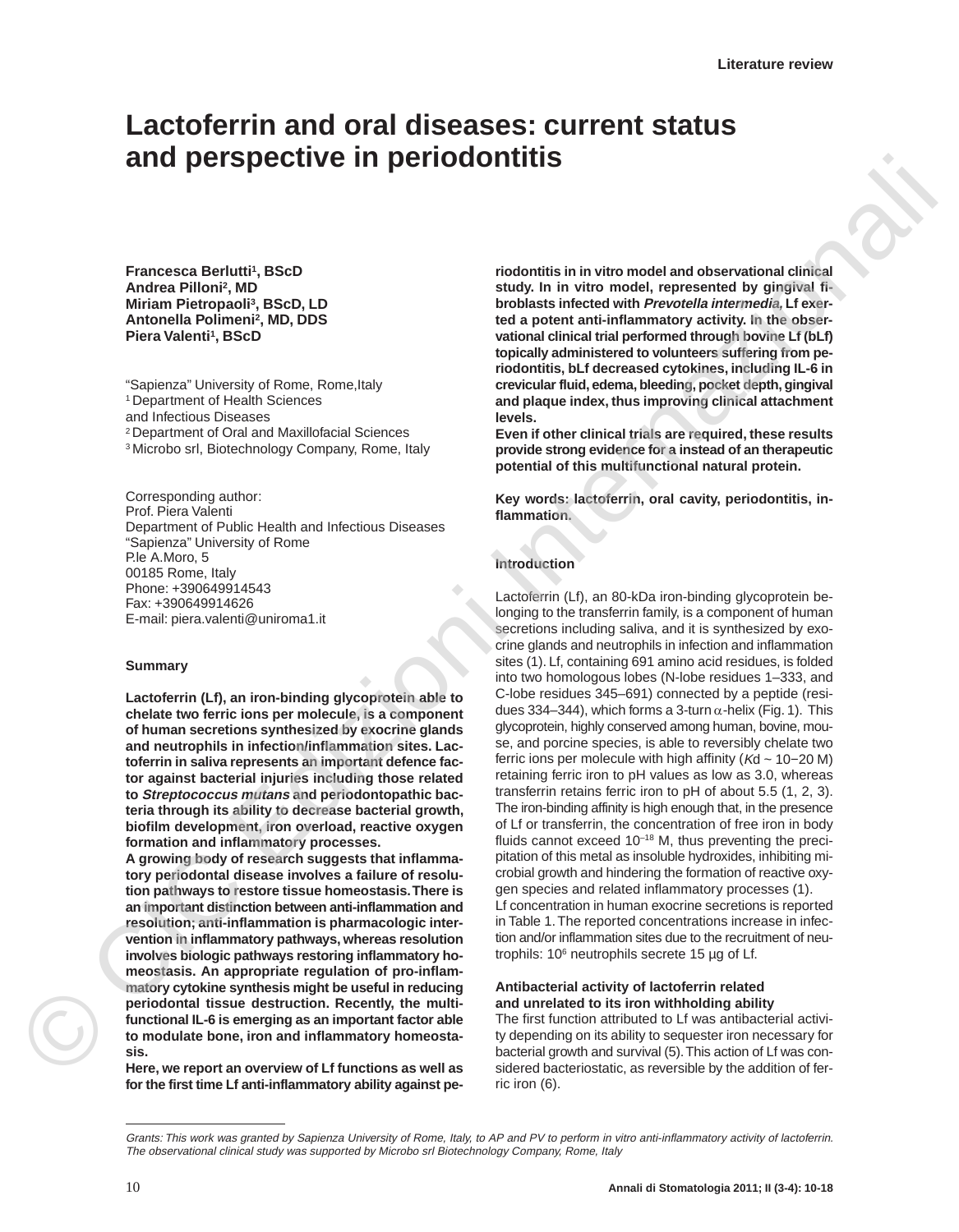Literature review

# Lactoferrin and oral diseases: current status and perspective in periodontitis

**Francesca Berlutti[1], BScD**
**Andrea Pilloni[2], MD**
**Miriam Pietropaoli[3], BScD, LD**
**Antonella Polimeni[2], MD, DDS**
**Piera Valenti[1], BScD**

"Sapienza" University of Rome, Rome,Italy
[1] Department of Health Sciences and Infectious Diseases
[2] Department of Oral and Maxillofacial Sciences
[3] Microbo srl, Biotechnology Company, Rome, Italy

Corresponding author:
Prof. Piera Valenti
Department of Public Health and Infectious Diseases
"Sapienza" University of Rome
P.le A.Moro, 5
00185 Rome, Italy
Phone: +390649914543
Fax: +390649914626
E-mail: piera.valenti@uniroma1.it

## Summary

**Lactoferrin (Lf), an iron-binding glycoprotein able to chelate two ferric ions per molecule, is a component of human secretions synthesized by exocrine glands and neutrophils in infection/inflammation sites. Lactoferrin in saliva represents an important defence factor against bacterial injuries including those related to *Streptococcus mutans* and periodontopathic bacteria through its ability to decrease bacterial growth, biofilm development, iron overload, reactive oxygen formation and inflammatory processes.**

**A growing body of research suggests that inflammatory periodontal disease involves a failure of resolution pathways to restore tissue homeostasis. There is an important distinction between anti-inflammation and resolution; anti-inflammation is pharmacologic intervention in inflammatory pathways, whereas resolution involves biologic pathways restoring inflammatory homeostasis. An appropriate regulation of pro-inflammatory cytokine synthesis might be useful in reducing periodontal tissue destruction. Recently, the multifunctional IL-6 is emerging as an important factor able to modulate bone, iron and inflammatory homeostasis.**

**Here, we report an overview of Lf functions as well as for the first time Lf anti-inflammatory ability against periodontitis in in vitro model and observational clinical study. In in vitro model, represented by gingival fibroblasts infected with *Prevotella intermedia*, Lf exerted a potent anti-inflammatory activity. In the observational clinical trial performed through bovine Lf (bLf) topically administered to volunteers suffering from periodontitis, bLf decreased cytokines, including IL-6 in crevicular fluid, edema, bleeding, pocket depth, gingival and plaque index, thus improving clinical attachment levels.**

**Even if other clinical trials are required, these results provide strong evidence for a instead of an therapeutic potential of this multifunctional natural protein.**

**Key words: lactoferrin, oral cavity, periodontitis, inflammation.**

## Introduction

Lactoferrin (Lf), an 80-kDa iron-binding glycoprotein belonging to the transferrin family, is a component of human secretions including saliva, and it is synthesized by exocrine glands and neutrophils in infection and inflammation sites (1). Lf, containing 691 amino acid residues, is folded into two homologous lobes (N-lobe residues 1–333, and C-lobe residues 345–691) connected by a peptide (residues 334–344), which forms a 3-turn $\alpha$-helix (Fig. 1). This glycoprotein, highly conserved among human, bovine, mouse, and porcine species, is able to reversibly chelate two ferric ions per molecule with high affinity ($Kd \sim 10^{-20}$ M) retaining ferric iron to pH values as low as 3.0, whereas transferrin retains ferric iron to pH of about 5.5 (1, 2, 3). The iron-binding affinity is high enough that, in the presence of Lf or transferrin, the concentration of free iron in body fluids cannot exceed $10^{-18}$ M, thus preventing the precipitation of this metal as insoluble hydroxides, inhibiting microbial growth and hindering the formation of reactive oxygen species and related inflammatory processes (1).

Lf concentration in human exocrine secretions is reported in Table 1. The reported concentrations increase in infection and/or inflammation sites due to the recruitment of neutrophils: $10^6$ neutrophils secrete 15 µg of Lf.

### Antibacterial activity of lactoferrin related and unrelated to its iron withholding ability

The first function attributed to Lf was antibacterial activity depending on its ability to sequester iron necessary for bacterial growth and survival (5). This action of Lf was considered bacteriostatic, as reversible by the addition of ferric iron (6).

*Grants: This work was granted by Sapienza University of Rome, Italy, to AP and PV to perform in vitro anti-inflammatory activity of lactoferrin. The observational clinical study was supported by Microbo srl Biotechnology Company, Rome, Italy*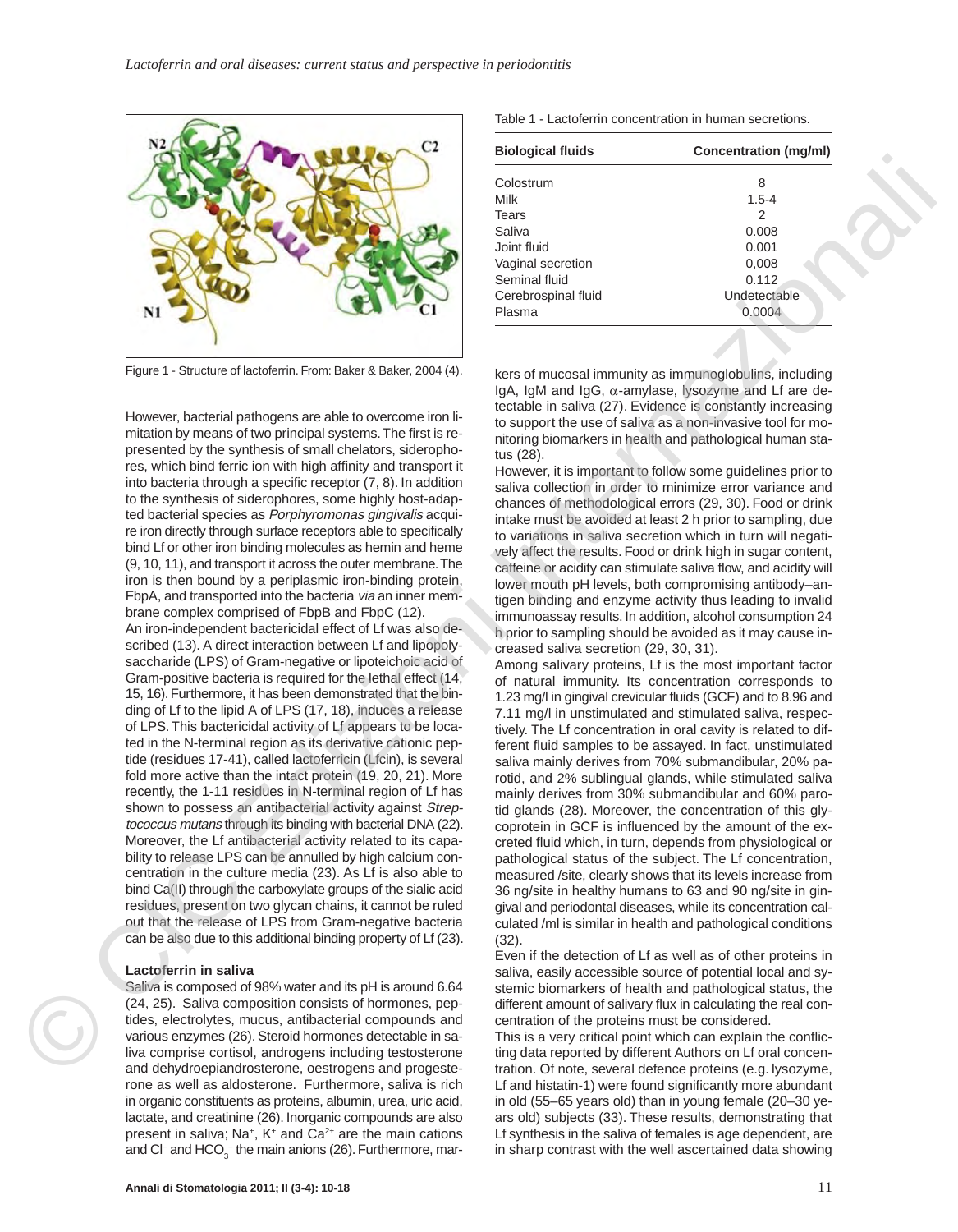Figure 1 - Structure of lactoferrin. From: Baker & Baker, 2004 (4).

However, bacterial pathogens are able to overcome iron limitation by means of two principal systems. The first is represented by the synthesis of small chelators, siderophores, which bind ferric ion with high affinity and transport it into bacteria through a specific receptor (7, 8). In addition to the synthesis of siderophores, some highly host-adapted bacterial species as *Porphyromonas gingivalis* acquire iron directly through surface receptors able to specifically bind Lf or other iron binding molecules as hemin and heme (9, 10, 11), and transport it across the outer membrane. The iron is then bound by a periplasmic iron-binding protein, FbpA, and transported into the bacteria *via* an inner membrane complex comprised of FbpB and FbpC (12).

An iron-independent bactericidal effect of Lf was also described (13). A direct interaction between Lf and lipopolysaccharide (LPS) of Gram-negative or lipoteichoic acid of Gram-positive bacteria is required for the lethal effect (14, 15, 16). Furthermore, it has been demonstrated that the binding of Lf to the lipid A of LPS (17, 18), induces a release of LPS. This bactericidal activity of Lf appears to be located in the N-terminal region as its derivative cationic peptide (residues 17-41), called lactoferricin (Lfcin), is several fold more active than the intact protein (19, 20, 21). More recently, the 1-11 residues in N-terminal region of Lf has shown to possess an antibacterial activity against *Streptococcus mutans* through its binding with bacterial DNA (22). Moreover, the Lf antibacterial activity related to its capability to release LPS can be annulled by high calcium concentration in the culture media (23). As Lf is also able to bind Ca(II) through the carboxylate groups of the sialic acid residues, present on two glycan chains, it cannot be ruled out that the release of LPS from Gram-negative bacteria can be also due to this additional binding property of Lf (23).

## Lactoferrin in saliva

Saliva is composed of 98% water and its pH is around 6.64 (24, 25). Saliva composition consists of hormones, peptides, electrolytes, mucus, antibacterial compounds and various enzymes (26). Steroid hormones detectable in saliva comprise cortisol, androgens including testosterone and dehydroepiandrosterone, oestrogens and progesterone as well as aldosterone. Furthermore, saliva is rich in organic constituents as proteins, albumin, urea, uric acid, lactate, and creatinine (26). Inorganic compounds are also present in saliva; $Na^+$, $K^+$ and $Ca^{2+}$ are the main cations and $Cl^-$ and $HCO_3^-$ the main anions (26). Furthermore, markers of mucosal immunity as immunoglobulins, including IgA, IgM and IgG, $\alpha$-amylase, lysozyme and Lf are detectable in saliva (27). Evidence is constantly increasing to support the use of saliva as a non-invasive tool for monitoring biomarkers in health and pathological human status (28).

Table 1 - Lactoferrin concentration in human secretions.

| Biological fluids | Concentration (mg/ml) |
|---|---|
| Colostrum | 8 |
| Milk | 1.5-4 |
| Tears | 2 |
| Saliva | 0.008 |
| Joint fluid | 0.001 |
| Vaginal secretion | 0,008 |
| Seminal fluid | 0.112 |
| Cerebrospinal fluid | Undetectable |
| Plasma | 0.0004 |

However, it is important to follow some guidelines prior to saliva collection in order to minimize error variance and chances of methodological errors (29, 30). Food or drink intake must be avoided at least 2 h prior to sampling, due to variations in saliva secretion which in turn will negatively affect the results. Food or drink high in sugar content, caffeine or acidity can stimulate saliva flow, and acidity will lower mouth pH levels, both compromising antibody–antigen binding and enzyme activity thus leading to invalid immunoassay results. In addition, alcohol consumption 24 h prior to sampling should be avoided as it may cause increased saliva secretion (29, 30, 31).

Among salivary proteins, Lf is the most important factor of natural immunity. Its concentration corresponds to 1.23 mg/l in gingival crevicular fluids (GCF) and to 8.96 and 7.11 mg/l in unstimulated and stimulated saliva, respectively. The Lf concentration in oral cavity is related to different fluid samples to be assayed. In fact, unstimulated saliva mainly derives from 70% submandibular, 20% parotid, and 2% sublingual glands, while stimulated saliva mainly derives from 30% submandibular and 60% parotid glands (28). Moreover, the concentration of this glycoprotein in GCF is influenced by the amount of the excreted fluid which, in turn, depends from physiological or pathological status of the subject. The Lf concentration, measured /site, clearly shows that its levels increase from 36 ng/site in healthy humans to 63 and 90 ng/site in gingival and periodontal diseases, while its concentration calculated /ml is similar in health and pathological conditions (32).

Even if the detection of Lf as well as of other proteins in saliva, easily accessible source of potential local and systemic biomarkers of health and pathological status, the different amount of salivary flux in calculating the real concentration of the proteins must be considered.

This is a very critical point which can explain the conflicting data reported by different Authors on Lf oral concentration. Of note, several defence proteins (e.g. lysozyme, Lf and histatin-1) were found significantly more abundant in old (55–65 years old) than in young female (20–30 years old) subjects (33). These results, demonstrating that Lf synthesis in the saliva of females is age dependent, are in sharp contrast with the well ascertained data showing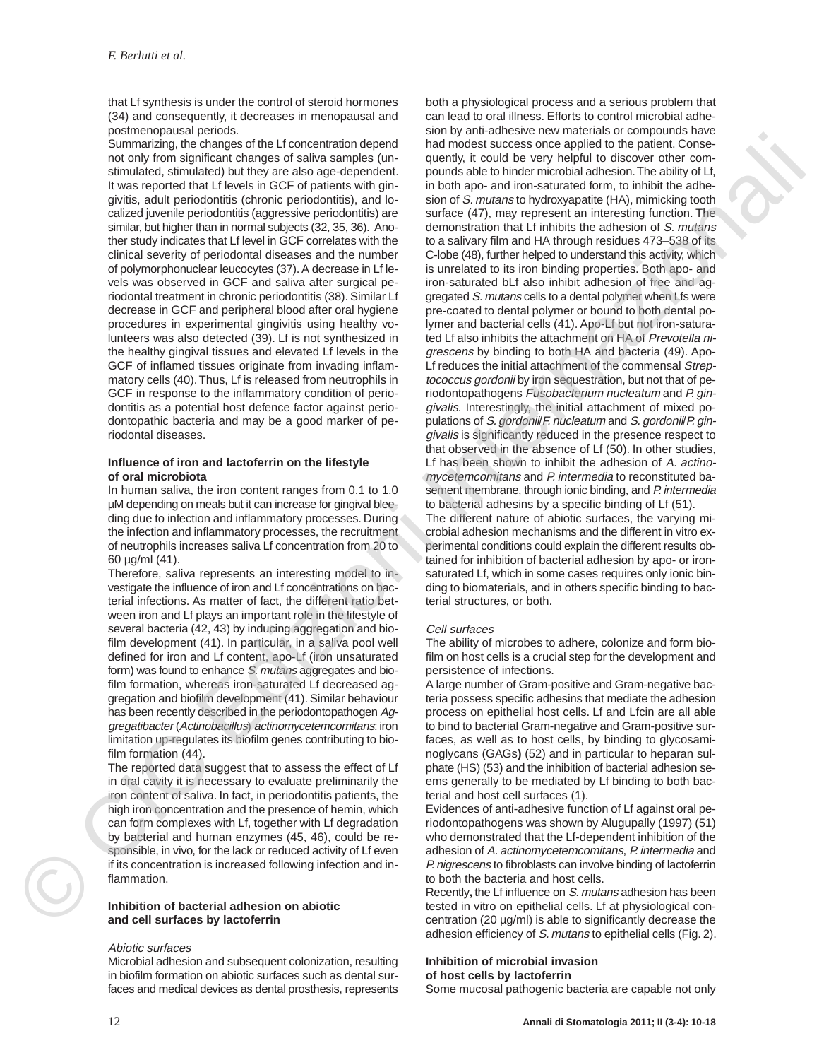that Lf synthesis is under the control of steroid hormones (34) and consequently, it decreases in menopausal and postmenopausal periods.

Summarizing, the changes of the Lf concentration depend not only from significant changes of saliva samples (unstimulated, stimulated) but they are also age-dependent. It was reported that Lf levels in GCF of patients with gingivitis, adult periodontitis (chronic periodontitis), and localized juvenile periodontitis (aggressive periodontitis) are similar, but higher than in normal subjects (32, 35, 36). Another study indicates that Lf level in GCF correlates with the clinical severity of periodontal diseases and the number of polymorphonuclear leucocytes (37). A decrease in Lf levels was observed in GCF and saliva after surgical periodontal treatment in chronic periodontitis (38). Similar Lf decrease in GCF and peripheral blood after oral hygiene procedures in experimental gingivitis using healthy volunteers was also detected (39). Lf is not synthesized in the healthy gingival tissues and elevated Lf levels in the GCF of inflamed tissues originate from invading inflammatory cells (40). Thus, Lf is released from neutrophils in GCF in response to the inflammatory condition of periodontitis as a potential host defence factor against periodontopathic bacteria and may be a good marker of periodontal diseases.

## Influence of iron and lactoferrin on the lifestyle of oral microbiota

In human saliva, the iron content ranges from 0.1 to 1.0 µM depending on meals but it can increase for gingival bleeding due to infection and inflammatory processes. During the infection and inflammatory processes, the recruitment of neutrophils increases saliva Lf concentration from 20 to 60 µg/ml (41).

Therefore, saliva represents an interesting model to investigate the influence of iron and Lf concentrations on bacterial infections. As matter of fact, the different ratio between iron and Lf plays an important role in the lifestyle of several bacteria (42, 43) by inducing aggregation and biofilm development (41). In particular, in a saliva pool well defined for iron and Lf content, apo-Lf (iron unsaturated form) was found to enhance *S. mutans* aggregates and biofilm formation, whereas iron-saturated Lf decreased aggregation and biofilm development (41). Similar behaviour has been recently described in the periodontopathogen *Aggregatibacter* (*Actinobacillus*) *actinomycetemcomitans*: iron limitation up-regulates its biofilm genes contributing to biofilm formation (44).

The reported data suggest that to assess the effect of Lf in oral cavity it is necessary to evaluate preliminarily the iron content of saliva. In fact, in periodontitis patients, the high iron concentration and the presence of hemin, which can form complexes with Lf, together with Lf degradation by bacterial and human enzymes (45, 46), could be responsible, in vivo, for the lack or reduced activity of Lf even if its concentration is increased following infection and inflammation.

## Inhibition of bacterial adhesion on abiotic and cell surfaces by lactoferrin

### *Abiotic surfaces*

Microbial adhesion and subsequent colonization, resulting in biofilm formation on abiotic surfaces such as dental surfaces and medical devices as dental prosthesis, represents both a physiological process and a serious problem that can lead to oral illness. Efforts to control microbial adhesion by anti-adhesive new materials or compounds have had modest success once applied to the patient. Consequently, it could be very helpful to discover other compounds able to hinder microbial adhesion. The ability of Lf, in both apo- and iron-saturated form, to inhibit the adhesion of *S. mutans* to hydroxyapatite (HA), mimicking tooth surface (47), may represent an interesting function. The demonstration that Lf inhibits the adhesion of *S. mutans* to a salivary film and HA through residues 473–538 of its C-lobe (48), further helped to understand this activity, which is unrelated to its iron binding properties. Both apo- and iron-saturated bLf also inhibit adhesion of free and aggregated *S. mutans* cells to a dental polymer when Lfs were pre-coated to dental polymer or bound to both dental polymer and bacterial cells (41). Apo-Lf but not iron-saturated Lf also inhibits the attachment on HA of *Prevotella nigrescens* by binding to both HA and bacteria (49). Apo-Lf reduces the initial attachment of the commensal *Streptococcus gordonii* by iron sequestration, but not that of periodontopathogens *Fusobacterium nucleatum* and *P. gingivalis*. Interestingly, the initial attachment of mixed populations of *S. gordonii/F. nucleatum* and *S. gordonii/P. gingivalis* is significantly reduced in the presence respect to that observed in the absence of Lf (50). In other studies, Lf has been shown to inhibit the adhesion of *A. actinomycetemcomitans* and *P. intermedia* to reconstituted basement membrane, through ionic binding, and *P. intermedia* to bacterial adhesins by a specific binding of Lf (51).

The different nature of abiotic surfaces, the varying microbial adhesion mechanisms and the different in vitro experimental conditions could explain the different results obtained for inhibition of bacterial adhesion by apo- or iron-saturated Lf, which in some cases requires only ionic binding to biomaterials, and in others specific binding to bacterial structures, or both.

### *Cell surfaces*

The ability of microbes to adhere, colonize and form biofilm on host cells is a crucial step for the development and persistence of infections.

A large number of Gram-positive and Gram-negative bacteria possess specific adhesins that mediate the adhesion process on epithelial host cells. Lf and Lfcin are all able to bind to bacterial Gram-negative and Gram-positive surfaces, as well as to host cells, by binding to glycosaminoglycans (GAGs) (52) and in particular to heparan sulphate (HS) (53) and the inhibition of bacterial adhesion seems generally to be mediated by Lf binding to both bacterial and host cell surfaces (1).

Evidences of anti-adhesive function of Lf against oral periodontopathogens was shown by Alugupally (1997) (51) who demonstrated that the Lf-dependent inhibition of the adhesion of *A. actinomycetemcomitans*, *P. intermedia* and *P. nigrescens* to fibroblasts can involve binding of lactoferrin to both the bacteria and host cells.

Recently, the Lf influence on *S. mutans* adhesion has been tested in vitro on epithelial cells. Lf at physiological concentration (20 µg/ml) is able to significantly decrease the adhesion efficiency of *S. mutans* to epithelial cells (Fig. 2).

## Inhibition of microbial invasion of host cells by lactoferrin

Some mucosal pathogenic bacteria are capable not only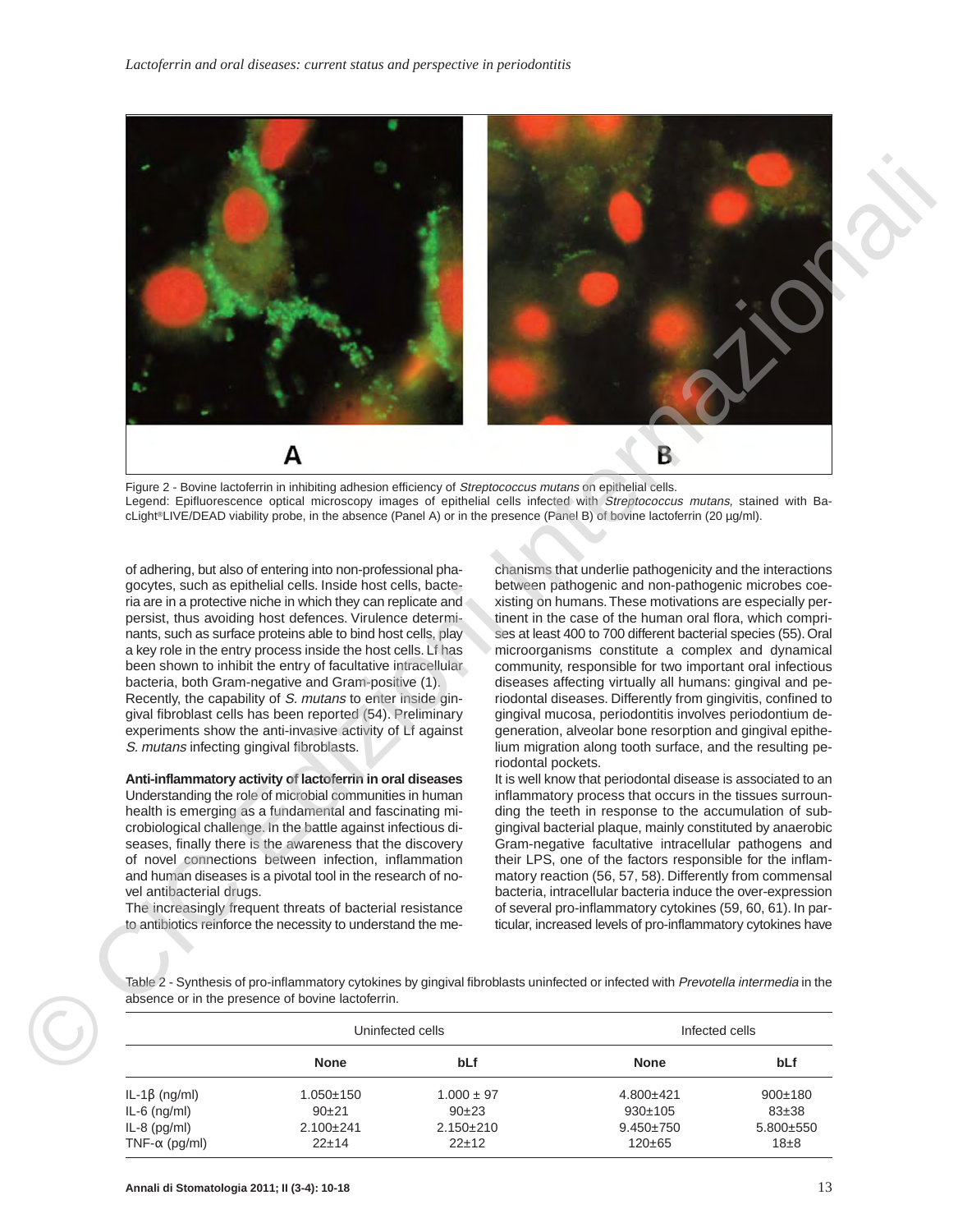Figure 2 - Bovine lactoferrin in inhibiting adhesion efficiency of *Streptococcus mutans* on epithelial cells.
Legend: Epifluorescence optical microscopy images of epithelial cells infected with *Streptococcus mutans,* stained with BacLight®LIVE/DEAD viability probe, in the absence (Panel A) or in the presence (Panel B) of bovine lactoferrin (20 µg/ml).

of adhering, but also of entering into non-professional phagocytes, such as epithelial cells. Inside host cells, bacteria are in a protective niche in which they can replicate and persist, thus avoiding host defences. Virulence determinants, such as surface proteins able to bind host cells, play a key role in the entry process inside the host cells. Lf has been shown to inhibit the entry of facultative intracellular bacteria, both Gram-negative and Gram-positive (1). Recently, the capability of *S. mutans* to enter inside gingival fibroblast cells has been reported (54). Preliminary experiments show the anti-invasive activity of Lf against *S. mutans* infecting gingival fibroblasts.

**Anti-inflammatory activity of lactoferrin in oral diseases**

Understanding the role of microbial communities in human health is emerging as a fundamental and fascinating microbiological challenge. In the battle against infectious diseases, finally there is the awareness that the discovery of novel connections between infection, inflammation and human diseases is a pivotal tool in the research of novel antibacterial drugs.

The increasingly frequent threats of bacterial resistance to antibiotics reinforce the necessity to understand the mechanisms that underlie pathogenicity and the interactions between pathogenic and non-pathogenic microbes coexisting on humans. These motivations are especially pertinent in the case of the human oral flora, which comprises at least 400 to 700 different bacterial species (55). Oral microorganisms constitute a complex and dynamical community, responsible for two important oral infectious diseases affecting virtually all humans: gingival and periodontal diseases. Differently from gingivitis, confined to gingival mucosa, periodontitis involves periodontium degeneration, alveolar bone resorption and gingival epithelium migration along tooth surface, and the resulting periodontal pockets.

It is well know that periodontal disease is associated to an inflammatory process that occurs in the tissues surrounding the teeth in response to the accumulation of subgingival bacterial plaque, mainly constituted by anaerobic Gram-negative facultative intracellular pathogens and their LPS, one of the factors responsible for the inflammatory reaction (56, 57, 58). Differently from commensal bacteria, intracellular bacteria induce the over-expression of several pro-inflammatory cytokines (59, 60, 61). In particular, increased levels of pro-inflammatory cytokines have

Table 2 - Synthesis of pro-inflammatory cytokines by gingival fibroblasts uninfected or infected with *Prevotella intermedia* in the absence or in the presence of bovine lactoferrin.

| | Uninfected cells | | Infected cells | |
|---|---|---|---|---|
| | **None** | **bLf** | **None** | **bLf** |
| IL-1β (ng/ml) | 1.050±150 | 1.000 ± 97 | 4.800±421 | 900±180 |
| IL-6 (ng/ml) | 90±21 | 90±23 | 930±105 | 83±38 |
| IL-8 (pg/ml) | 2.100±241 | 2.150±210 | 9.450±750 | 5.800±550 |
| TNF-α (pg/ml) | 22±14 | 22±12 | 120±65 | 18±8 |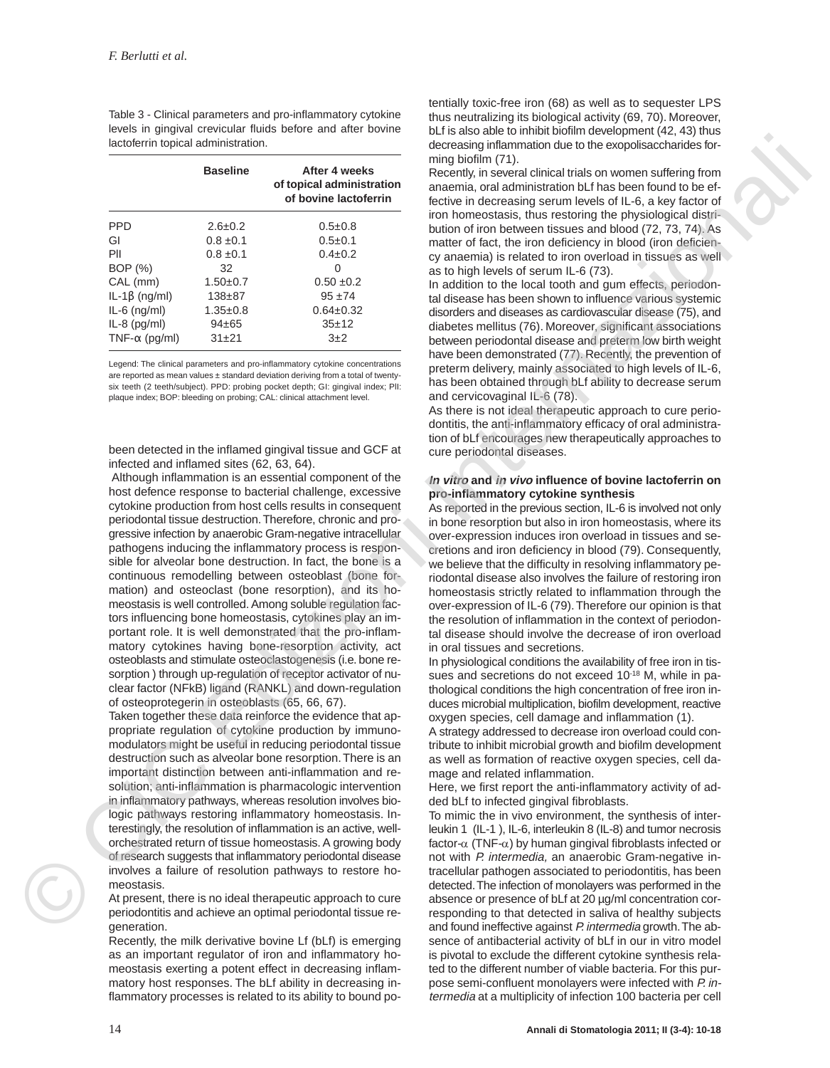Table 3 - Clinical parameters and pro-inflammatory cytokine levels in gingival crevicular fluids before and after bovine lactoferrin topical administration.

| | Baseline | After 4 weeks of topical administration of bovine lactoferrin |
|---|---|---|
| PPD | 2.6±0.2 | 0.5±0.8 |
| GI | 0.8 ±0.1 | 0.5±0.1 |
| PlI | 0.8 ±0.1 | 0.4±0.2 |
| BOP (%) | 32 | 0 |
| CAL (mm) | 1.50±0.7 | 0.50 ±0.2 |
| IL-1β (ng/ml) | 138±87 | 95 ±74 |
| IL-6 (ng/ml) | 1.35±0.8 | 0.64±0.32 |
| IL-8 (pg/ml) | 94±65 | 35±12 |
| TNF-α (pg/ml) | 31±21 | 3±2 |

Legend: The clinical parameters and pro-inflammatory cytokine concentrations are reported as mean values ± standard deviation deriving from a total of twenty-six teeth (2 teeth/subject). PPD: probing pocket depth; GI: gingival index; PlI: plaque index; BOP: bleeding on probing; CAL: clinical attachment level.

been detected in the inflamed gingival tissue and GCF at infected and inflamed sites (62, 63, 64).

Although inflammation is an essential component of the host defence response to bacterial challenge, excessive cytokine production from host cells results in consequent periodontal tissue destruction. Therefore, chronic and progressive infection by anaerobic Gram-negative intracellular pathogens inducing the inflammatory process is responsible for alveolar bone destruction. In fact, the bone is a continuous remodelling between osteoblast (bone formation) and osteoclast (bone resorption), and its homeostasis is well controlled. Among soluble regulation factors influencing bone homeostasis, cytokines play an important role. It is well demonstrated that the pro-inflammatory cytokines having bone-resorption activity, act osteoblasts and stimulate osteoclastogenesis (i.e. bone resorption ) through up-regulation of receptor activator of nuclear factor (NFkB) ligand (RANKL) and down-regulation of osteoprotegerin in osteoblasts (65, 66, 67).

Taken together these data reinforce the evidence that appropriate regulation of cytokine production by immunomodulators might be useful in reducing periodontal tissue destruction such as alveolar bone resorption. There is an important distinction between anti-inflammation and resolution; anti-inflammation is pharmacologic intervention in inflammatory pathways, whereas resolution involves biologic pathways restoring inflammatory homeostasis. Interestingly, the resolution of inflammation is an active, well-orchestrated return of tissue homeostasis. A growing body of research suggests that inflammatory periodontal disease involves a failure of resolution pathways to restore homeostasis.

At present, there is no ideal therapeutic approach to cure periodontitis and achieve an optimal periodontal tissue regeneration.

Recently, the milk derivative bovine Lf (bLf) is emerging as an important regulator of iron and inflammatory homeostasis exerting a potent effect in decreasing inflammatory host responses. The bLf ability in decreasing inflammatory processes is related to its ability to bound potentially toxic-free iron (68) as well as to sequester LPS thus neutralizing its biological activity (69, 70). Moreover, bLf is also able to inhibit biofilm development (42, 43) thus decreasing inflammation due to the exopolisaccharides forming biofilm (71).

Recently, in several clinical trials on women suffering from anaemia, oral administration bLf has been found to be effective in decreasing serum levels of IL-6, a key factor of iron homeostasis, thus restoring the physiological distribution of iron between tissues and blood (72, 73, 74). As matter of fact, the iron deficiency in blood (iron deficiency anaemia) is related to iron overload in tissues as well as to high levels of serum IL-6 (73).

In addition to the local tooth and gum effects, periodontal disease has been shown to influence various systemic disorders and diseases as cardiovascular disease (75), and diabetes mellitus (76). Moreover, significant associations between periodontal disease and preterm low birth weight have been demonstrated (77). Recently, the prevention of preterm delivery, mainly associated to high levels of IL-6, has been obtained through bLf ability to decrease serum and cervicovaginal IL-6 (78).

As there is not ideal therapeutic approach to cure periodontitis, the anti-inflammatory efficacy of oral administration of bLf encourages new therapeutically approaches to cure periodontal diseases.

### *In vitro* and *in vivo* influence of bovine lactoferrin on pro-inflammatory cytokine synthesis

As reported in the previous section, IL-6 is involved not only in bone resorption but also in iron homeostasis, where its over-expression induces iron overload in tissues and secretions and iron deficiency in blood (79). Consequently, we believe that the difficulty in resolving inflammatory periodontal disease also involves the failure of restoring iron homeostasis strictly related to inflammation through the over-expression of IL-6 (79). Therefore our opinion is that the resolution of inflammation in the context of periodontal disease should involve the decrease of iron overload in oral tissues and secretions.

In physiological conditions the availability of free iron in tissues and secretions do not exceed $10^{-18}$ M, while in pathological conditions the high concentration of free iron induces microbial multiplication, biofilm development, reactive oxygen species, cell damage and inflammation (1).

A strategy addressed to decrease iron overload could contribute to inhibit microbial growth and biofilm development as well as formation of reactive oxygen species, cell damage and related inflammation.

Here, we first report the anti-inflammatory activity of added bLf to infected gingival fibroblasts.

To mimic the in vivo environment, the synthesis of interleukin 1 (IL-1 ), IL-6, interleukin 8 (IL-8) and tumor necrosis factor-α (TNF-α) by human gingival fibroblasts infected or not with *P. intermedia,* an anaerobic Gram-negative intracellular pathogen associated to periodontitis, has been detected. The infection of monolayers was performed in the absence or presence of bLf at 20 μg/ml concentration corresponding to that detected in saliva of healthy subjects and found ineffective against *P. intermedia* growth. The absence of antibacterial activity of bLf in our in vitro model is pivotal to exclude the different cytokine synthesis related to the different number of viable bacteria. For this purpose semi-confluent monolayers were infected with *P. intermedia* at a multiplicity of infection 100 bacteria per cell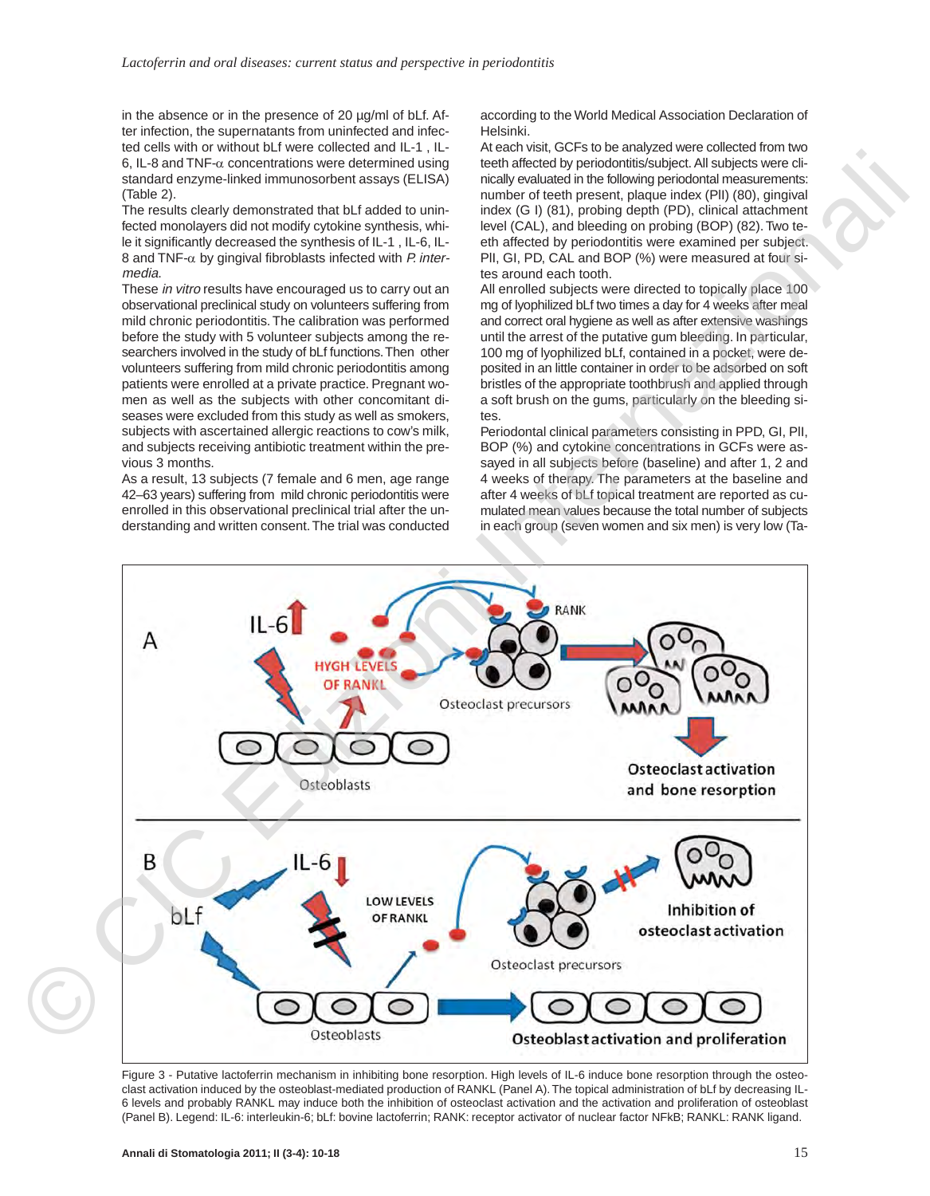in the absence or in the presence of 20 μg/ml of bLf. After infection, the supernatants from uninfected and infected cells with or without bLf were collected and IL-1 , IL-6, IL-8 and TNF-α concentrations were determined using standard enzyme-linked immunosorbent assays (ELISA) (Table 2).

The results clearly demonstrated that bLf added to uninfected monolayers did not modify cytokine synthesis, while it significantly decreased the synthesis of IL-1 , IL-6, IL-8 and TNF-α by gingival fibroblasts infected with *P. intermedia*.

These *in vitro* results have encouraged us to carry out an observational preclinical study on volunteers suffering from mild chronic periodontitis. The calibration was performed before the study with 5 volunteer subjects among the researchers involved in the study of bLf functions. Then other volunteers suffering from mild chronic periodontitis among patients were enrolled at a private practice. Pregnant women as well as the subjects with other concomitant diseases were excluded from this study as well as smokers, subjects with ascertained allergic reactions to cow's milk, and subjects receiving antibiotic treatment within the previous 3 months.

As a result, 13 subjects (7 female and 6 men, age range 42–63 years) suffering from mild chronic periodontitis were enrolled in this observational preclinical trial after the understanding and written consent. The trial was conducted according to the World Medical Association Declaration of Helsinki.

At each visit, GCFs to be analyzed were collected from two teeth affected by periodontitis/subject. All subjects were clinically evaluated in the following periodontal measurements: number of teeth present, plaque index (PlI) (80), gingival index (G I) (81), probing depth (PD), clinical attachment level (CAL), and bleeding on probing (BOP) (82). Two teeth affected by periodontitis were examined per subject. PlI, GI, PD, CAL and BOP (%) were measured at four sites around each tooth.

All enrolled subjects were directed to topically place 100 mg of lyophilized bLf two times a day for 4 weeks after meal and correct oral hygiene as well as after extensive washings until the arrest of the putative gum bleeding. In particular, 100 mg of lyophilized bLf, contained in a pocket, were deposited in an little container in order to be adsorbed on soft bristles of the appropriate toothbrush and applied through a soft brush on the gums, particularly on the bleeding sites.

Periodontal clinical parameters consisting in PPD, GI, PlI, BOP (%) and cytokine concentrations in GCFs were assayed in all subjects before (baseline) and after 1, 2 and 4 weeks of therapy. The parameters at the baseline and after 4 weeks of bLf topical treatment are reported as cumulated mean values because the total number of subjects in each group (seven women and six men) is very low (Ta-

Figure 3 - Putative lactoferrin mechanism in inhibiting bone resorption. High levels of IL-6 induce bone resorption through the osteoclast activation induced by the osteoblast-mediated production of RANKL (Panel A). The topical administration of bLf by decreasing IL-6 levels and probably RANKL may induce both the inhibition of osteoclast activation and the activation and proliferation of osteoblast (Panel B). Legend: IL-6: interleukin-6; bLf: bovine lactoferrin; RANK: receptor activator of nuclear factor NFkB; RANKL: RANK ligand.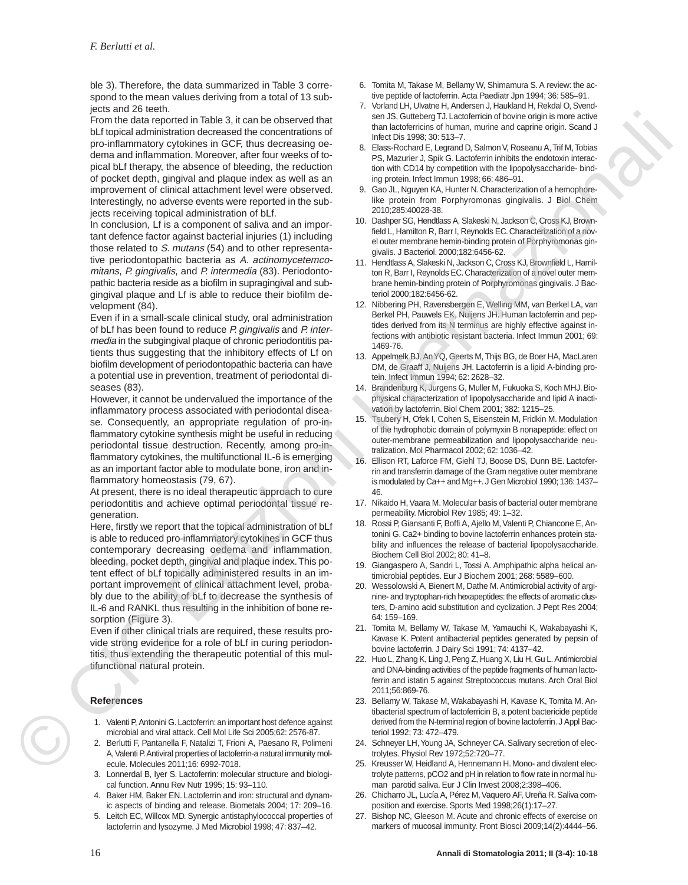ble 3). Therefore, the data summarized in Table 3 correspond to the mean values deriving from a total of 13 subjects and 26 teeth.

From the data reported in Table 3, it can be observed that bLf topical administration decreased the concentrations of pro-inflammatory cytokines in GCF, thus decreasing oedema and inflammation. Moreover, after four weeks of topical bLf therapy, the absence of bleeding, the reduction of pocket depth, gingival and plaque index as well as an improvement of clinical attachment level were observed. Interestingly, no adverse events were reported in the subjects receiving topical administration of bLf.

In conclusion, Lf is a component of saliva and an important defence factor against bacterial injuries (1) including those related to *S. mutans* (54) and to other representative periodontopathic bacteria as *A. actinomycetemcomitans*, *P. gingivalis*, and *P. intermedia* (83). Periodontopathic bacteria reside as a biofilm in supragingival and subgingival plaque and Lf is able to reduce their biofilm development (84).

Even if in a small-scale clinical study, oral administration of bLf has been found to reduce *P. gingivalis* and *P. intermedia* in the subgingival plaque of chronic periodontitis patients thus suggesting that the inhibitory effects of Lf on biofilm development of periodontopathic bacteria can have a potential use in prevention, treatment of periodontal diseases (83).

However, it cannot be undervalued the importance of the inflammatory process associated with periodontal disease. Consequently, an appropriate regulation of pro-inflammatory cytokine synthesis might be useful in reducing periodontal tissue destruction. Recently, among pro-inflammatory cytokines, the multifunctional IL-6 is emerging as an important factor able to modulate bone, iron and inflammatory homeostasis (79, 67).

At present, there is no ideal therapeutic approach to cure periodontitis and achieve optimal periodontal tissue regeneration.

Here, firstly we report that the topical administration of bLf is able to reduced pro-inflammatory cytokines in GCF thus contemporary decreasing oedema and inflammation, bleeding, pocket depth, gingival and plaque index. This potent effect of bLf topically administered results in an important improvement of clinical attachment level, probably due to the ability of bLf to decrease the synthesis of IL-6 and RANKL thus resulting in the inhibition of bone resorption (Figure 3).

Even if other clinical trials are required, these results provide strong evidence for a role of bLf in curing periodontitis, thus extending the therapeutic potential of this multifunctional natural protein.

## References

1. Valenti P, Antonini G. Lactoferrin: an important host defence against microbial and viral attack. Cell Mol Life Sci 2005;62: 2576-87.
2. Berlutti F, Pantanella F, Natalizi T, Frioni A, Paesano R, Polimeni A, Valenti P. Antiviral properties of lactoferrin-a natural immunity molecule. Molecules 2011;16: 6992-7018.
3. Lonnerdal B, Iyer S. Lactoferrin: molecular structure and biological function. Annu Rev Nutr 1995; 15: 93–110.
4. Baker HM, Baker EN. Lactoferrin and iron: structural and dynamic aspects of binding and release. Biometals 2004; 17: 209–16.
5. Leitch EC, Willcox MD. Synergic antistaphylococcal properties of lactoferrin and lysozyme. J Med Microbiol 1998; 47: 837–42.
6. Tomita M, Takase M, Bellamy W, Shimamura S. A review: the active peptide of lactoferrin. Acta Paediatr Jpn 1994; 36: 585–91.
7. Vorland LH, Ulvatne H, Andersen J, Haukland H, Rekdal O, Svendsen JS, Gutteberg TJ. Lactoferricin of bovine origin is more active than lactoferricins of human, murine and caprine origin. Scand J Infect Dis 1998; 30: 513–7.
8. Elass-Rochard E, Legrand D, Salmon V, Roseanu A, Trif M, Tobias PS, Mazurier J, Spik G. Lactoferrin inhibits the endotoxin interaction with CD14 by competition with the lipopolysaccharide- binding protein. Infect Immun 1998; 66: 486–91.
9. Gao JL, Nguyen KA, Hunter N. Characterization of a hemophore-like protein from Porphyromonas gingivalis. J Biol Chem 2010;285:40028-38.
10. Dashper SG, Hendtlass A, Slakeski N, Jackson C, Cross KJ, Brownfield L, Hamilton R, Barr I, Reynolds EC. Characterization of a novel outer membrane hemin-binding protein of Porphyromonas gingivalis. J Bacteriol. 2000;182:6456-62.
11. Hendtlass A, Slakeski N, Jackson C, Cross KJ, Brownfield L, Hamilton R, Barr I, Reynolds EC. Characterization of a novel outer membrane hemin-binding protein of Porphyromonas gingivalis. J Bacteriol 2000;182:6456-62.
12. Nibbering PH, Ravensbergen E, Welling MM, van Berkel LA, van Berkel PH, Pauwels EK, Nuijens JH. Human lactoferrin and peptides derived from its N terminus are highly effective against infections with antibiotic resistant bacteria. Infect Immun 2001; 69: 1469-76.
13. Appelmelk BJ, An YQ, Geerts M, Thijs BG, de Boer HA, MacLaren DM, de Graaff J, Nuijens JH. Lactoferrin is a lipid A-binding protein. Infect Immun 1994; 62: 2628–32.
14. Brandenburg K, Jurgens G, Muller M, Fukuoka S, Koch MHJ. Biophysical characterization of lipopolysaccharide and lipid A inactivation by lactoferrin. Biol Chem 2001; 382: 1215–25.
15. Tsubery H, Ofek I, Cohen S, Eisenstein M, Fridkin M. Modulation of the hydrophobic domain of polymyxin B nonapeptide: effect on outer-membrane permeabilization and lipopolysaccharide neutralization. Mol Pharmacol 2002; 62: 1036–42.
16. Ellison RT, Laforce FM, Giehl TJ, Boose DS, Dunn BE. Lactoferrin and transferrin damage of the Gram negative outer membrane is modulated by Ca++ and Mg++. J Gen Microbiol 1990; 136: 1437–46.
17. Nikaido H, Vaara M. Molecular basis of bacterial outer membrane permeability. Microbiol Rev 1985; 49: 1–32.
18. Rossi P, Giansanti F, Boffi A, Ajello M, Valenti P, Chiancone E, Antonini G. Ca2+ binding to bovine lactoferrin enhances protein stability and influences the release of bacterial lipopolysaccharide. Biochem Cell Biol 2002; 80: 41–8.
19. Giangaspero A, Sandri L, Tossi A. Amphipathic alpha helical antimicrobial peptides. Eur J Biochem 2001; 268: 5589–600.
20. Wessolowski A, Bienert M, Dathe M. Antimicrobial activity of arginine- and tryptophan-rich hexapeptides: the effects of aromatic clusters, D-amino acid substitution and cyclization. J Pept Res 2004; 64: 159–169.
21. Tomita M, Bellamy W, Takase M, Yamauchi K, Wakabayashi K, Kavase K. Potent antibacterial peptides generated by pepsin of bovine lactoferrin. J Dairy Sci 1991; 74: 4137–42.
22. Huo L, Zhang K, Ling J, Peng Z, Huang X, Liu H, Gu L. Antimicrobial and DNA-binding activities of the peptide fragments of human lactoferrin and istatin 5 against Streptococcus mutans. Arch Oral Biol 2011;56:869-76.
23. Bellamy W, Takase M, Wakabayashi H, Kavase K, Tomita M. Antibacterial spectrum of lactoferricin B, a potent bactericide peptide derived from the N-terminal region of bovine lactoferrin. J Appl Bacteriol 1992; 73: 472–479.
24. Schneyer LH, Young JA, Schneyer CA. Salivary secretion of electrolytes. Physiol Rev 1972;52:720–77.
25. Kreusser W, Heidland A, Hennemann H. Mono- and divalent electrolyte patterns, pCO2 and pH in relation to flow rate in normal human parotid saliva. Eur J Clin Invest 2008;2:398–406.
26. Chicharro JL, Lucía A, Pérez M, Vaquero AF, Ureña R. Saliva composition and exercise. Sports Med 1998;26(1):17–27.
27. Bishop NC, Gleeson M. Acute and chronic effects of exercise on markers of mucosal immunity. Front Biosci 2009;14(2):4444–56.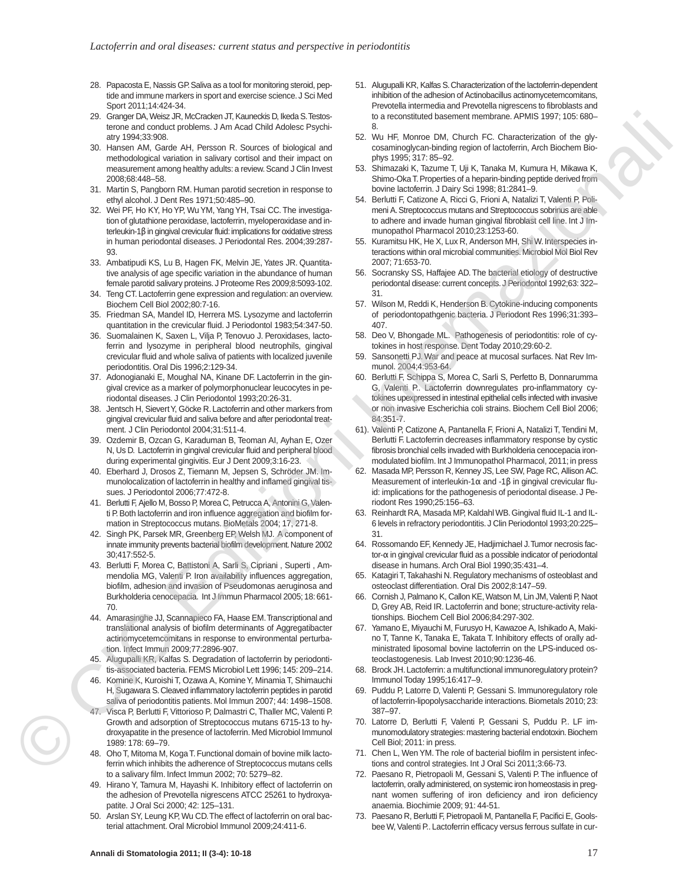28. Papacosta E, Nassis GP. Saliva as a tool for monitoring steroid, peptide and immune markers in sport and exercise science. J Sci Med Sport 2011;14:424-34.
29. Granger DA, Weisz JR, McCracken JT, Kauneckis D, Ikeda S. Testosterone and conduct problems. J Am Acad Child Adolesc Psychiatry 1994;33:908.
30. Hansen AM, Garde AH, Persson R. Sources of biological and methodological variation in salivary cortisol and their impact on measurement among healthy adults: a review. Scand J Clin Invest 2008;68:448–58.
31. Martin S, Pangborn RM. Human parotid secretion in response to ethyl alcohol. J Dent Res 1971;50:485–90.
32. Wei PF, Ho KY, Ho YP, Wu YM, Yang YH, Tsai CC. The investigation of glutathione peroxidase, lactoferrin, myeloperoxidase and interleukin-1β in gingival crevicular fluid: implications for oxidative stress in human periodontal diseases. J Periodontal Res. 2004;39:287-93.
33. Ambatipudi KS, Lu B, Hagen FK, Melvin JE, Yates JR. Quantitative analysis of age specific variation in the abundance of human female parotid salivary proteins. J Proteome Res 2009;8:5093-102.
34. Teng CT. Lactoferrin gene expression and regulation: an overview. Biochem Cell Biol 2002;80:7-16.
35. Friedman SA, Mandel ID, Herrera MS. Lysozyme and lactoferrin quantitation in the crevicular fluid. J Periodontol 1983;54:347-50.
36. Suomalainen K, Saxen L, Vilja P, Tenovuo J. Peroxidases, lactoferrin and lysozyme in peripheral blood neutrophils, gingival crevicular fluid and whole saliva of patients with localized juvenile periodontitis. Oral Dis 1996;2:129-34.
37. Adonogianaki E, Moughal NA, Kinane DF. Lactoferrin in the gingival crevice as a marker of polymorphonuclear leucocytes in periodontal diseases. J Clin Periodontol 1993;20:26-31.
38. Jentsch H, Sievert Y, Göcke R. Lactoferrin and other markers from gingival crevicular fluid and saliva before and after periodontal treatment. J Clin Periodontol 2004;31:511-4.
39. Ozdemir B, Ozcan G, Karaduman B, Teoman AI, Ayhan E, Ozer N, Us D. Lactoferrin in gingival crevicular fluid and peripheral blood during experimental gingivitis. Eur J Dent 2009;3:16-23.
40. Eberhard J, Drosos Z, Tiemann M, Jepsen S, Schröder JM. Immunolocalization of lactoferrin in healthy and inflamed gingival tissues. J Periodontol 2006;77:472-8.
41. Berlutti F, Ajello M, Bosso P, Morea C, Petrucca A, Antonini G, Valenti P. Both lactoferrin and iron influence aggregation and biofilm formation in Streptococcus mutans. BioMetals 2004; 17, 271-8.
42. Singh PK, Parsek MR, Greenberg EP, Welsh MJ. A component of innate immunity prevents bacterial biofilm development. Nature 2002 30;417:552-5.
43. Berlutti F, Morea C, Battistoni A, Sarli S, Cipriani , Superti , Ammendolia MG, Valenti P. Iron availability influences aggregation, biofilm, adhesion and invasion of Pseudomonas aeruginosa and Burkholderia cenocepacia. Int J Immun Pharmacol 2005; 18: 661-70.
44. Amarasinghe JJ, Scannapieco FA, Haase EM. Transcriptional and translational analysis of biofilm determinants of Aggregatibacter actinomycetemcomitans in response to environmental perturbation. Infect Immun 2009;77:2896-907.
45. Alugupalli KR, Kalfas S. Degradation of lactoferrin by periodontitis-associated bacteria. FEMS Microbiol Lett 1996; 145: 209–214.
46. Komine K, Kuroishi T, Ozawa A, Komine Y, Minamia T, Shimauchi H, Sugawara S. Cleaved inflammatory lactoferrin peptides in parotid saliva of periodontitis patients. Mol Immun 2007; 44: 1498–1508.
47. Visca P, Berlutti F, Vittorioso P, Dalmastri C, Thaller MC, Valenti P. Growth and adsorption of Streptococcus mutans 6715-13 to hydroxyapatite in the presence of lactoferrin. Med Microbiol Immunol 1989: 178: 69–79.
48. Oho T, Mitoma M, Koga T. Functional domain of bovine milk lactoferrin which inhibits the adherence of Streptococcus mutans cells to a salivary film. Infect Immun 2002; 70: 5279–82.
49. Hirano Y, Tamura M, Hayashi K. Inhibitory effect of lactoferrin on the adhesion of Prevotella nigrescens ATCC 25261 to hydroxyapatite. J Oral Sci 2000; 42: 125–131.
50. Arslan SY, Leung KP, Wu CD. The effect of lactoferrin on oral bacterial attachment. Oral Microbiol Immunol 2009;24:411-6.
51. Alugupalli KR, Kalfas S. Characterization of the lactoferrin-dependent inhibition of the adhesion of Actinobacillus actinomycetemcomitans, Prevotella intermedia and Prevotella nigrescens to fibroblasts and to a reconstituted basement membrane. APMIS 1997; 105: 680–8.
52. Wu HF, Monroe DM, Church FC. Characterization of the glycosaminoglycan-binding region of lactoferrin, Arch Biochem Biophys 1995; 317: 85–92.
53. Shimazaki K, Tazume T, Uji K, Tanaka M, Kumura H, Mikawa K, Shimo-Oka T. Properties of a heparin-binding peptide derived from bovine lactoferrin. J Dairy Sci 1998; 81:2841–9.
54. Berlutti F, Catizone A, Ricci G, Frioni A, Natalizi T, Valenti P, Polimeni A. Streptococcus mutans and Streptococcus sobrinus are able to adhere and invade human gingival fibroblast cell line. Int J Immunopathol Pharmacol 2010;23:1253-60.
55. Kuramitsu HK, He X, Lux R, Anderson MH, Shi W. Interspecies interactions within oral microbial communities. Microbiol Mol Biol Rev 2007; 71:653-70.
56. Socransky SS, Haffajee AD. The bacterial etiology of destructive periodontal disease: current concepts. J Periodontol 1992;63: 322–31.
57. Wilson M, Reddi K, Henderson B. Cytokine-inducing components of periodontopathgenic bacteria. J Periodont Res 1996;31:393–407.
58. Deo V, Bhongade ML. Pathogenesis of periodontitis: role of cytokines in host response. Dent Today 2010;29:60-2.
59. Sansonetti PJ. War and peace at mucosal surfaces. Nat Rev Immunol. 2004;4:953-64.
60. Berlutti F, Schippa S, Morea C, Sarli S, Perfetto B, Donnarumma G, Valenti P.. Lactoferrin downregulates pro-inflammatory cytokines upexpressed in intestinal epithelial cells infected with invasive or non invasive Escherichia coli strains. Biochem Cell Biol 2006; 84:351-7.
61). Valenti P, Catizone A, Pantanella F, Frioni A, Natalizi T, Tendini M, Berlutti F. Lactoferrin decreases inflammatory response by cystic fibrosis bronchial cells invaded with Burkholderia cenocepacia iron-modulated biofilm. Int J Immunopathol Pharmacol, 2011; in press
62. Masada MP, Persson R, Kenney JS, Lee SW, Page RC, Allison AC. Measurement of interleukin-1α and -1β in gingival crevicular fluid: implications for the pathogenesis of periodontal disease. J Periodont Res 1990;25:156–63.
63. Reinhardt RA, Masada MP, Kaldahl WB. Gingival fluid IL-1 and IL-6 levels in refractory periodontitis. J Clin Periodontol 1993;20:225–31.
64. Rossomando EF, Kennedy JE, Hadjimichael J. Tumor necrosis factor-α in gingival crevicular fluid as a possible indicator of periodontal disease in humans. Arch Oral Biol 1990;35:431–4.
65. Katagiri T, Takahashi N. Regulatory mechanisms of osteoblast and osteoclast differentiation. Oral Dis 2002;8:147–59.
66. Cornish J, Palmano K, Callon KE, Watson M, Lin JM, Valenti P, Naot D, Grey AB, Reid IR. Lactoferrin and bone; structure-activity relationships. Biochem Cell Biol 2006;84:297-302.
67. Yamano E, Miyauchi M, Furusyo H, Kawazoe A, Ishikado A, Makino T, Tanne K, Tanaka E, Takata T. Inhibitory effects of orally administrated liposomal bovine lactoferrin on the LPS-induced osteoclastogenesis. Lab Invest 2010;90:1236-46.
68. Brock JH. Lactoferrin: a multifunctional immunoregulatory protein? Immunol Today 1995;16:417–9.
69. Puddu P, Latorre D, Valenti P, Gessani S. Immunoregulatory role of lactoferrin-lipopolysaccharide interactions. Biometals 2010; 23: 387–97.
70. Latorre D, Berlutti F, Valenti P, Gessani S, Puddu P.. LF immunomodulatory strategies: mastering bacterial endotoxin. Biochem Cell Biol; 2011: in press.
71. Chen L, Wen YM. The role of bacterial biofilm in persistent infections and control strategies. Int J Oral Sci 2011;3:66-73.
72. Paesano R, Pietropaoli M, Gessani S, Valenti P. The influence of lactoferrin, orally administered, on systemic iron homeostasis in pregnant women suffering of iron deficiency and iron deficiency anaemia. Biochimie 2009; 91: 44-51.
73. Paesano R, Berlutti F, Pietropaoli M, Pantanella F, Pacifici E, Goolsbee W, Valenti P.. Lactoferrin efficacy versus ferrous sulfate in cur-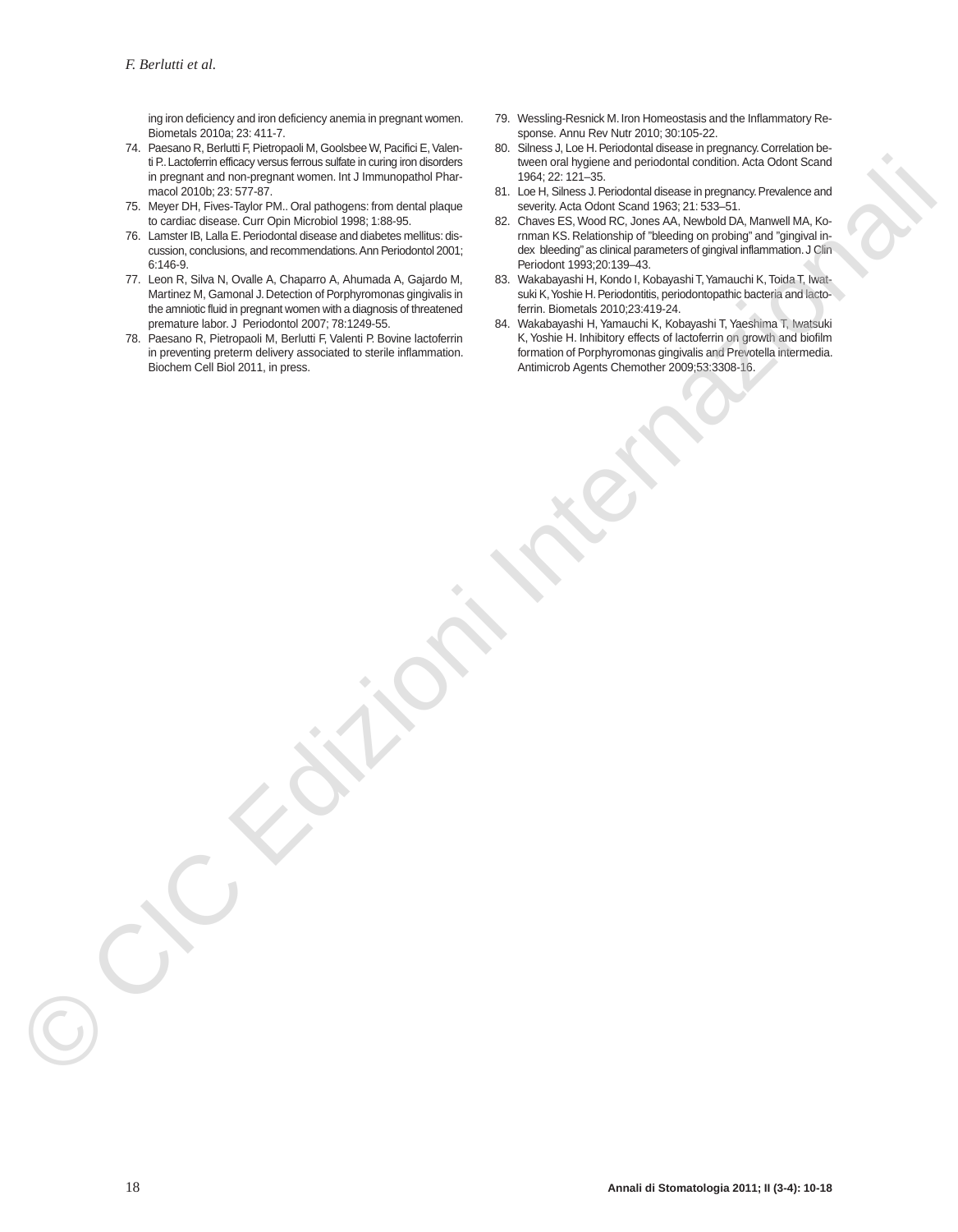ing iron deficiency and iron deficiency anemia in pregnant women. Biometals 2010a; 23: 411-7.

74. Paesano R, Berlutti F, Pietropaoli M, Goolsbee W, Pacifici E, Valenti P.. Lactoferrin efficacy versus ferrous sulfate in curing iron disorders in pregnant and non-pregnant women. Int J Immunopathol Pharmacol 2010b; 23: 577-87.
75. Meyer DH, Fives-Taylor PM.. Oral pathogens: from dental plaque to cardiac disease. Curr Opin Microbiol 1998; 1:88-95.
76. Lamster IB, Lalla E. Periodontal disease and diabetes mellitus: discussion, conclusions, and recommendations. Ann Periodontol 2001; 6:146-9.
77. Leon R, Silva N, Ovalle A, Chaparro A, Ahumada A, Gajardo M, Martinez M, Gamonal J. Detection of Porphyromonas gingivalis in the amniotic fluid in pregnant women with a diagnosis of threatened premature labor. J Periodontol 2007; 78:1249-55.
78. Paesano R, Pietropaoli M, Berlutti F, Valenti P. Bovine lactoferrin in preventing preterm delivery associated to sterile inflammation. Biochem Cell Biol 2011, in press.
79. Wessling-Resnick M. Iron Homeostasis and the Inflammatory Response. Annu Rev Nutr 2010; 30:105-22.
80. Silness J, Loe H. Periodontal disease in pregnancy. Correlation between oral hygiene and periodontal condition. Acta Odont Scand 1964; 22: 121–35.
81. Loe H, Silness J. Periodontal disease in pregnancy. Prevalence and severity. Acta Odont Scand 1963; 21: 533–51.
82. Chaves ES, Wood RC, Jones AA, Newbold DA, Manwell MA, Kornman KS. Relationship of "bleeding on probing" and "gingival index bleeding" as clinical parameters of gingival inflammation. J Clin Periodont 1993;20:139–43.
83. Wakabayashi H, Kondo I, Kobayashi T, Yamauchi K, Toida T, Iwatsuki K, Yoshie H. Periodontitis, periodontopathic bacteria and lactoferrin. Biometals 2010;23:419-24.
84. Wakabayashi H, Yamauchi K, Kobayashi T, Yaeshima T, Iwatsuki K, Yoshie H. Inhibitory effects of lactoferrin on growth and biofilm formation of Porphyromonas gingivalis and Prevotella intermedia. Antimicrob Agents Chemother 2009;53:3308-16.